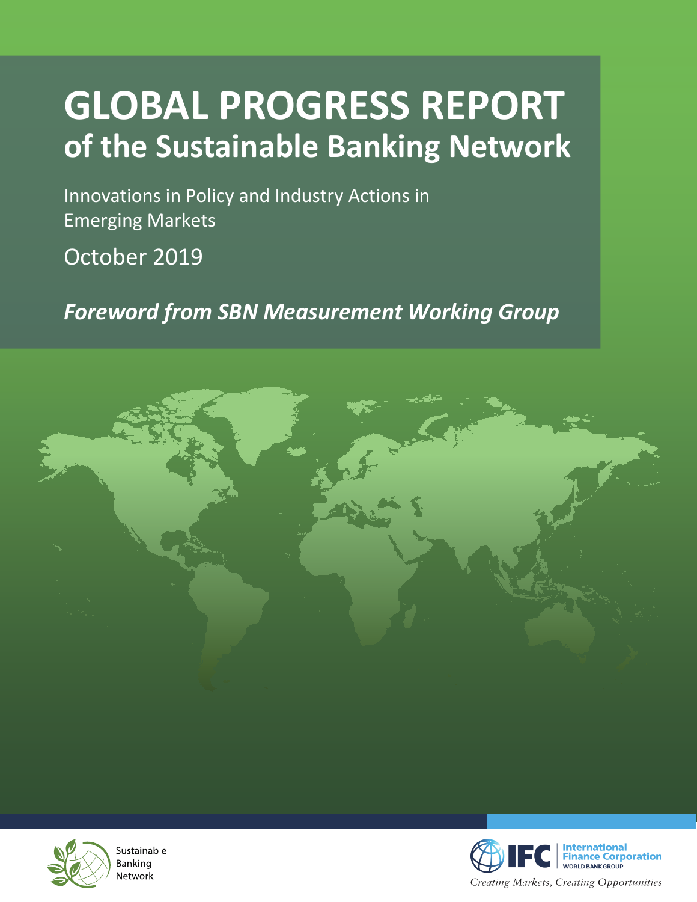# GLOBAL PROGRESS REPORT
## of the Sustainable Banking Network

Innovations in Policy and Industry Actions in Emerging Markets

October 2019

***Foreword from SBN Measurement Working Group***

Sustainable Banking Network

IFC International Finance Corporation
WORLD BANK GROUP

*Creating Markets, Creating Opportunities*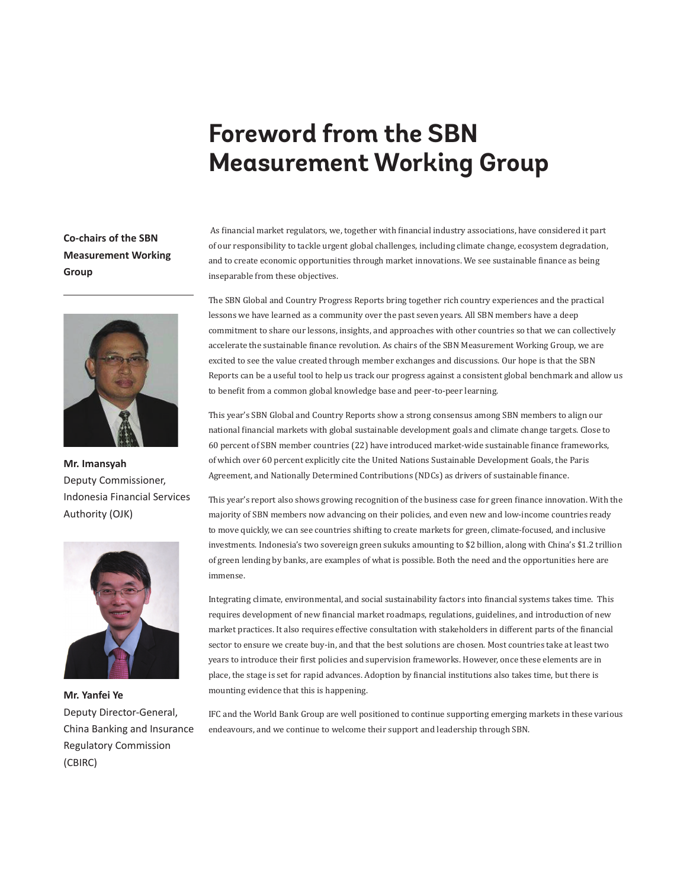# Foreword from the SBN Measurement Working Group

**Co-chairs of the SBN Measurement Working Group**

**Mr. Imansyah**
Deputy Commissioner, Indonesia Financial Services Authority (OJK)

**Mr. Yanfei Ye**
Deputy Director-General, China Banking and Insurance Regulatory Commission (CBIRC)

As financial market regulators, we, together with financial industry associations, have considered it part of our responsibility to tackle urgent global challenges, including climate change, ecosystem degradation, and to create economic opportunities through market innovations. We see sustainable finance as being inseparable from these objectives.

The SBN Global and Country Progress Reports bring together rich country experiences and the practical lessons we have learned as a community over the past seven years. All SBN members have a deep commitment to share our lessons, insights, and approaches with other countries so that we can collectively accelerate the sustainable finance revolution. As chairs of the SBN Measurement Working Group, we are excited to see the value created through member exchanges and discussions. Our hope is that the SBN Reports can be a useful tool to help us track our progress against a consistent global benchmark and allow us to benefit from a common global knowledge base and peer-to-peer learning.

This year's SBN Global and Country Reports show a strong consensus among SBN members to align our national financial markets with global sustainable development goals and climate change targets. Close to 60 percent of SBN member countries (22) have introduced market-wide sustainable finance frameworks, of which over 60 percent explicitly cite the United Nations Sustainable Development Goals, the Paris Agreement, and Nationally Determined Contributions (NDCs) as drivers of sustainable finance.

This year's report also shows growing recognition of the business case for green finance innovation. With the majority of SBN members now advancing on their policies, and even new and low-income countries ready to move quickly, we can see countries shifting to create markets for green, climate-focused, and inclusive investments. Indonesia's two sovereign green sukuks amounting to $2 billion, along with China's $1.2 trillion of green lending by banks, are examples of what is possible. Both the need and the opportunities here are immense.

Integrating climate, environmental, and social sustainability factors into financial systems takes time. This requires development of new financial market roadmaps, regulations, guidelines, and introduction of new market practices. It also requires effective consultation with stakeholders in different parts of the financial sector to ensure we create buy-in, and that the best solutions are chosen. Most countries take at least two years to introduce their first policies and supervision frameworks. However, once these elements are in place, the stage is set for rapid advances. Adoption by financial institutions also takes time, but there is mounting evidence that this is happening.

IFC and the World Bank Group are well positioned to continue supporting emerging markets in these various endeavours, and we continue to welcome their support and leadership through SBN.